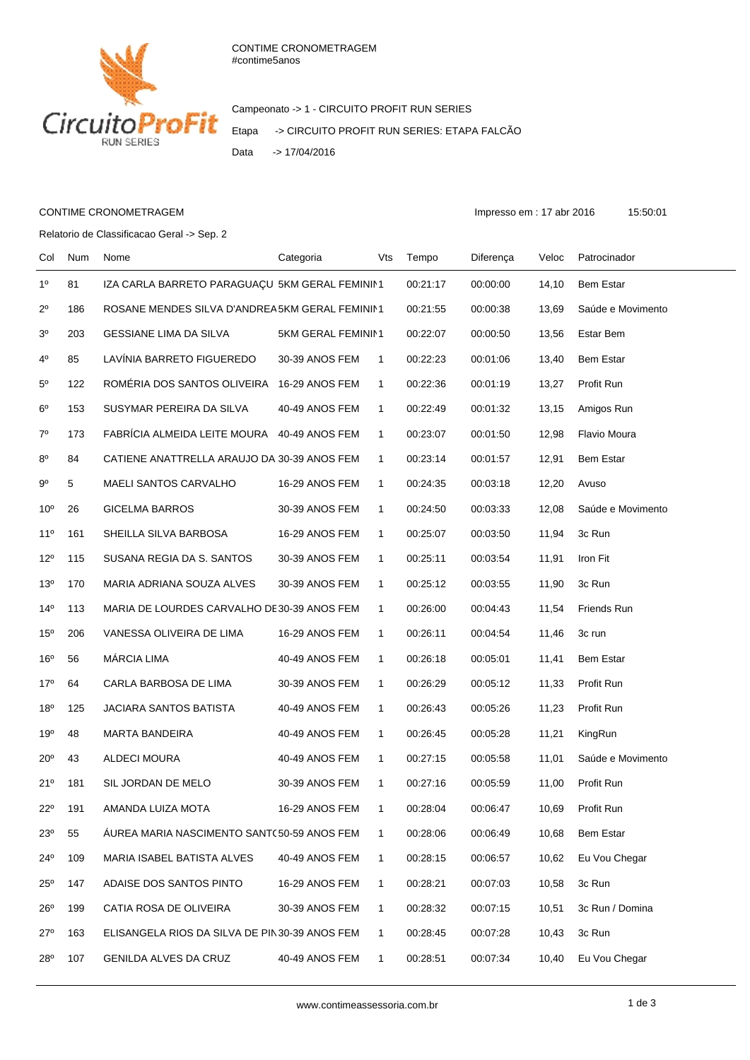CONTIME CRONOMETRAGEM
#contime5anos

Campeonato -> 1 - CIRCUITO PROFIT RUN SERIES

Etapa -> CIRCUITO PROFIT RUN SERIES: ETAPA FALCÃO

Data -> 17/04/2016

CONTIME CRONOMETRAGEM

Impresso em : 17 abr 2016 15:50:01

Relatorio de Classificacao Geral -> Sep. 2

| Col | Num | Nome | Categoria | Vts | Tempo | Diferença | Veloc | Patrocinador |
|---|---|---|---|---|---|---|---|---|
| 1º | 81 | IZA CARLA BARRETO PARAGUAÇU | 5KM GERAL FEMININ | 1 | 00:21:17 | 00:00:00 | 14,10 | Bem Estar |
| 2º | 186 | ROSANE MENDES SILVA D'ANDREA | 5KM GERAL FEMININ | 1 | 00:21:55 | 00:00:38 | 13,69 | Saúde e Movimento |
| 3º | 203 | GESSIANE LIMA DA SILVA | 5KM GERAL FEMININ | 1 | 00:22:07 | 00:00:50 | 13,56 | Estar Bem |
| 4º | 85 | LAVÍNIA BARRETO FIGUEREDO | 30-39 ANOS FEM | 1 | 00:22:23 | 00:01:06 | 13,40 | Bem Estar |
| 5º | 122 | ROMÉRIA DOS SANTOS OLIVEIRA | 16-29 ANOS FEM | 1 | 00:22:36 | 00:01:19 | 13,27 | Profit Run |
| 6º | 153 | SUSYMAR PEREIRA DA SILVA | 40-49 ANOS FEM | 1 | 00:22:49 | 00:01:32 | 13,15 | Amigos Run |
| 7º | 173 | FABRÍCIA ALMEIDA LEITE MOURA | 40-49 ANOS FEM | 1 | 00:23:07 | 00:01:50 | 12,98 | Flavio Moura |
| 8º | 84 | CATIENE ANATTRELLA ARAUJO DA | 30-39 ANOS FEM | 1 | 00:23:14 | 00:01:57 | 12,91 | Bem Estar |
| 9º | 5 | MAELI SANTOS CARVALHO | 16-29 ANOS FEM | 1 | 00:24:35 | 00:03:18 | 12,20 | Avuso |
| 10º | 26 | GICELMA BARROS | 30-39 ANOS FEM | 1 | 00:24:50 | 00:03:33 | 12,08 | Saúde e Movimento |
| 11º | 161 | SHEILLA SILVA BARBOSA | 16-29 ANOS FEM | 1 | 00:25:07 | 00:03:50 | 11,94 | 3c Run |
| 12º | 115 | SUSANA REGIA DA S. SANTOS | 30-39 ANOS FEM | 1 | 00:25:11 | 00:03:54 | 11,91 | Iron Fit |
| 13º | 170 | MARIA ADRIANA SOUZA ALVES | 30-39 ANOS FEM | 1 | 00:25:12 | 00:03:55 | 11,90 | 3c Run |
| 14º | 113 | MARIA DE LOURDES CARVALHO DE | 30-39 ANOS FEM | 1 | 00:26:00 | 00:04:43 | 11,54 | Friends Run |
| 15º | 206 | VANESSA OLIVEIRA DE LIMA | 16-29 ANOS FEM | 1 | 00:26:11 | 00:04:54 | 11,46 | 3c run |
| 16º | 56 | MÁRCIA LIMA | 40-49 ANOS FEM | 1 | 00:26:18 | 00:05:01 | 11,41 | Bem Estar |
| 17º | 64 | CARLA BARBOSA DE LIMA | 30-39 ANOS FEM | 1 | 00:26:29 | 00:05:12 | 11,33 | Profit Run |
| 18º | 125 | JACIARA SANTOS BATISTA | 40-49 ANOS FEM | 1 | 00:26:43 | 00:05:26 | 11,23 | Profit Run |
| 19º | 48 | MARTA BANDEIRA | 40-49 ANOS FEM | 1 | 00:26:45 | 00:05:28 | 11,21 | KingRun |
| 20º | 43 | ALDECI MOURA | 40-49 ANOS FEM | 1 | 00:27:15 | 00:05:58 | 11,01 | Saúde e Movimento |
| 21º | 181 | SIL JORDAN DE MELO | 30-39 ANOS FEM | 1 | 00:27:16 | 00:05:59 | 11,00 | Profit Run |
| 22º | 191 | AMANDA LUIZA MOTA | 16-29 ANOS FEM | 1 | 00:28:04 | 00:06:47 | 10,69 | Profit Run |
| 23º | 55 | ÁUREA MARIA NASCIMENTO SANT( | 50-59 ANOS FEM | 1 | 00:28:06 | 00:06:49 | 10,68 | Bem Estar |
| 24º | 109 | MARIA ISABEL BATISTA ALVES | 40-49 ANOS FEM | 1 | 00:28:15 | 00:06:57 | 10,62 | Eu Vou Chegar |
| 25º | 147 | ADAISE DOS SANTOS PINTO | 16-29 ANOS FEM | 1 | 00:28:21 | 00:07:03 | 10,58 | 3c Run |
| 26º | 199 | CATIA ROSA DE OLIVEIRA | 30-39 ANOS FEM | 1 | 00:28:32 | 00:07:15 | 10,51 | 3c Run / Domina |
| 27º | 163 | ELISANGELA RIOS DA SILVA DE PIN | 30-39 ANOS FEM | 1 | 00:28:45 | 00:07:28 | 10,43 | 3c Run |
| 28º | 107 | GENILDA ALVES DA CRUZ | 40-49 ANOS FEM | 1 | 00:28:51 | 00:07:34 | 10,40 | Eu Vou Chegar |

www.contimeassessoria.com.br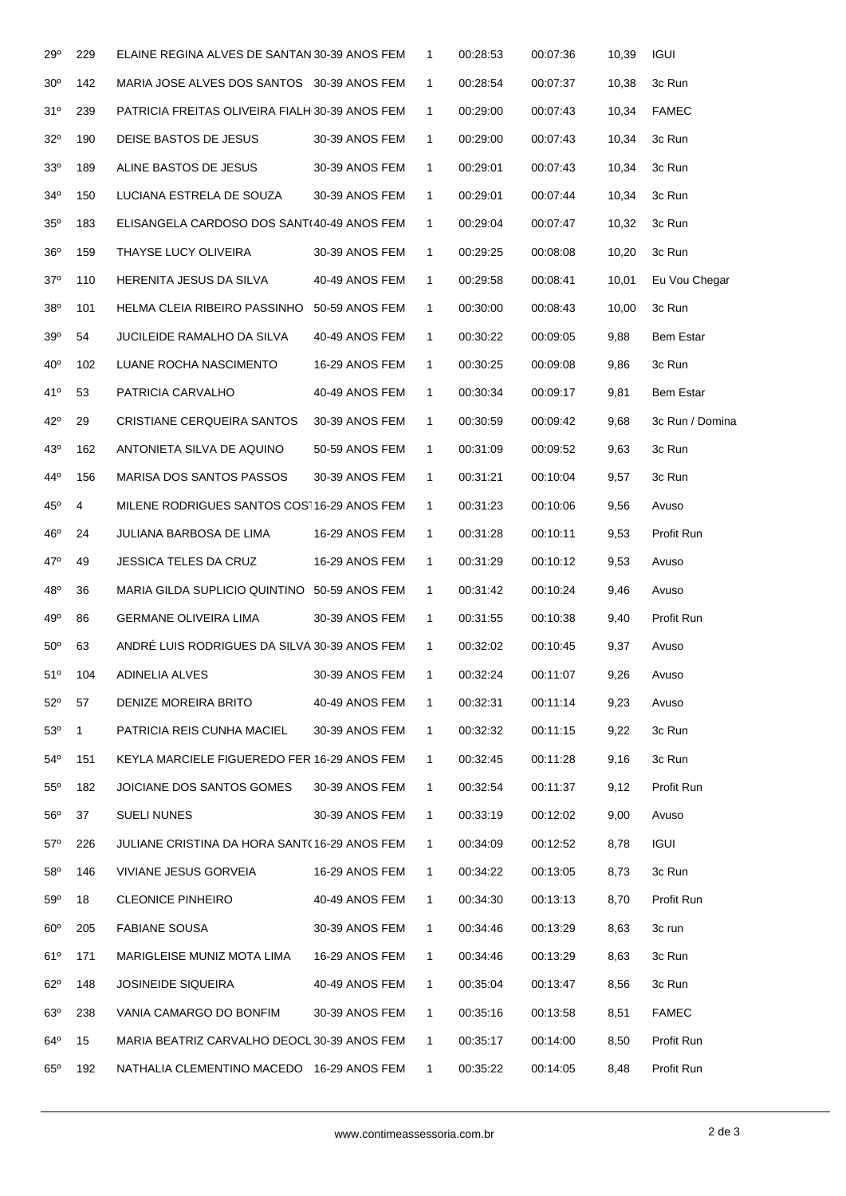| | | | | | | | | |
|---|---|---|---|---|---|---|---|---|
| 29º | 229 | ELAINE REGINA ALVES DE SANTAN | 30-39 ANOS FEM | 1 | 00:28:53 | 00:07:36 | 10,39 | IGUI |
| 30º | 142 | MARIA JOSE ALVES DOS SANTOS | 30-39 ANOS FEM | 1 | 00:28:54 | 00:07:37 | 10,38 | 3c Run |
| 31º | 239 | PATRICIA FREITAS OLIVEIRA FIALH | 30-39 ANOS FEM | 1 | 00:29:00 | 00:07:43 | 10,34 | FAMEC |
| 32º | 190 | DEISE BASTOS DE JESUS | 30-39 ANOS FEM | 1 | 00:29:00 | 00:07:43 | 10,34 | 3c Run |
| 33º | 189 | ALINE BASTOS DE JESUS | 30-39 ANOS FEM | 1 | 00:29:01 | 00:07:43 | 10,34 | 3c Run |
| 34º | 150 | LUCIANA ESTRELA DE SOUZA | 30-39 ANOS FEM | 1 | 00:29:01 | 00:07:44 | 10,34 | 3c Run |
| 35º | 183 | ELISANGELA CARDOSO DOS SANT( | 40-49 ANOS FEM | 1 | 00:29:04 | 00:07:47 | 10,32 | 3c Run |
| 36º | 159 | THAYSE LUCY OLIVEIRA | 30-39 ANOS FEM | 1 | 00:29:25 | 00:08:08 | 10,20 | 3c Run |
| 37º | 110 | HERENITA JESUS DA SILVA | 40-49 ANOS FEM | 1 | 00:29:58 | 00:08:41 | 10,01 | Eu Vou Chegar |
| 38º | 101 | HELMA CLEIA RIBEIRO PASSINHO | 50-59 ANOS FEM | 1 | 00:30:00 | 00:08:43 | 10,00 | 3c Run |
| 39º | 54 | JUCILEIDE RAMALHO DA SILVA | 40-49 ANOS FEM | 1 | 00:30:22 | 00:09:05 | 9,88 | Bem Estar |
| 40º | 102 | LUANE ROCHA NASCIMENTO | 16-29 ANOS FEM | 1 | 00:30:25 | 00:09:08 | 9,86 | 3c Run |
| 41º | 53 | PATRICIA CARVALHO | 40-49 ANOS FEM | 1 | 00:30:34 | 00:09:17 | 9,81 | Bem Estar |
| 42º | 29 | CRISTIANE CERQUEIRA SANTOS | 30-39 ANOS FEM | 1 | 00:30:59 | 00:09:42 | 9,68 | 3c Run / Domina |
| 43º | 162 | ANTONIETA SILVA DE AQUINO | 50-59 ANOS FEM | 1 | 00:31:09 | 00:09:52 | 9,63 | 3c Run |
| 44º | 156 | MARISA DOS SANTOS PASSOS | 30-39 ANOS FEM | 1 | 00:31:21 | 00:10:04 | 9,57 | 3c Run |
| 45º | 4 | MILENE RODRIGUES SANTOS COS | 16-29 ANOS FEM | 1 | 00:31:23 | 00:10:06 | 9,56 | Avuso |
| 46º | 24 | JULIANA BARBOSA DE LIMA | 16-29 ANOS FEM | 1 | 00:31:28 | 00:10:11 | 9,53 | Profit Run |
| 47º | 49 | JESSICA TELES DA CRUZ | 16-29 ANOS FEM | 1 | 00:31:29 | 00:10:12 | 9,53 | Avuso |
| 48º | 36 | MARIA GILDA SUPLICIO QUINTINO | 50-59 ANOS FEM | 1 | 00:31:42 | 00:10:24 | 9,46 | Avuso |
| 49º | 86 | GERMANE OLIVEIRA LIMA | 30-39 ANOS FEM | 1 | 00:31:55 | 00:10:38 | 9,40 | Profit Run |
| 50º | 63 | ANDRÉ LUIS RODRIGUES DA SILVA | 30-39 ANOS FEM | 1 | 00:32:02 | 00:10:45 | 9,37 | Avuso |
| 51º | 104 | ADINELIA ALVES | 30-39 ANOS FEM | 1 | 00:32:24 | 00:11:07 | 9,26 | Avuso |
| 52º | 57 | DENIZE MOREIRA BRITO | 40-49 ANOS FEM | 1 | 00:32:31 | 00:11:14 | 9,23 | Avuso |
| 53º | 1 | PATRICIA REIS CUNHA MACIEL | 30-39 ANOS FEM | 1 | 00:32:32 | 00:11:15 | 9,22 | 3c Run |
| 54º | 151 | KEYLA MARCIELE FIGUEREDO FER | 16-29 ANOS FEM | 1 | 00:32:45 | 00:11:28 | 9,16 | 3c Run |
| 55º | 182 | JOICIANE DOS SANTOS GOMES | 30-39 ANOS FEM | 1 | 00:32:54 | 00:11:37 | 9,12 | Profit Run |
| 56º | 37 | SUELI NUNES | 30-39 ANOS FEM | 1 | 00:33:19 | 00:12:02 | 9,00 | Avuso |
| 57º | 226 | JULIANE CRISTINA DA HORA SANT( | 16-29 ANOS FEM | 1 | 00:34:09 | 00:12:52 | 8,78 | IGUI |
| 58º | 146 | VIVIANE JESUS GORVEIA | 16-29 ANOS FEM | 1 | 00:34:22 | 00:13:05 | 8,73 | 3c Run |
| 59º | 18 | CLEONICE PINHEIRO | 40-49 ANOS FEM | 1 | 00:34:30 | 00:13:13 | 8,70 | Profit Run |
| 60º | 205 | FABIANE SOUSA | 30-39 ANOS FEM | 1 | 00:34:46 | 00:13:29 | 8,63 | 3c run |
| 61º | 171 | MARIGLEISE MUNIZ MOTA LIMA | 16-29 ANOS FEM | 1 | 00:34:46 | 00:13:29 | 8,63 | 3c Run |
| 62º | 148 | JOSINEIDE SIQUEIRA | 40-49 ANOS FEM | 1 | 00:35:04 | 00:13:47 | 8,56 | 3c Run |
| 63º | 238 | VANIA CAMARGO DO BONFIM | 30-39 ANOS FEM | 1 | 00:35:16 | 00:13:58 | 8,51 | FAMEC |
| 64º | 15 | MARIA BEATRIZ CARVALHO DEOCL | 30-39 ANOS FEM | 1 | 00:35:17 | 00:14:00 | 8,50 | Profit Run |
| 65º | 192 | NATHALIA CLEMENTINO MACEDO | 16-29 ANOS FEM | 1 | 00:35:22 | 00:14:05 | 8,48 | Profit Run |

www.contimeassessoria.com.br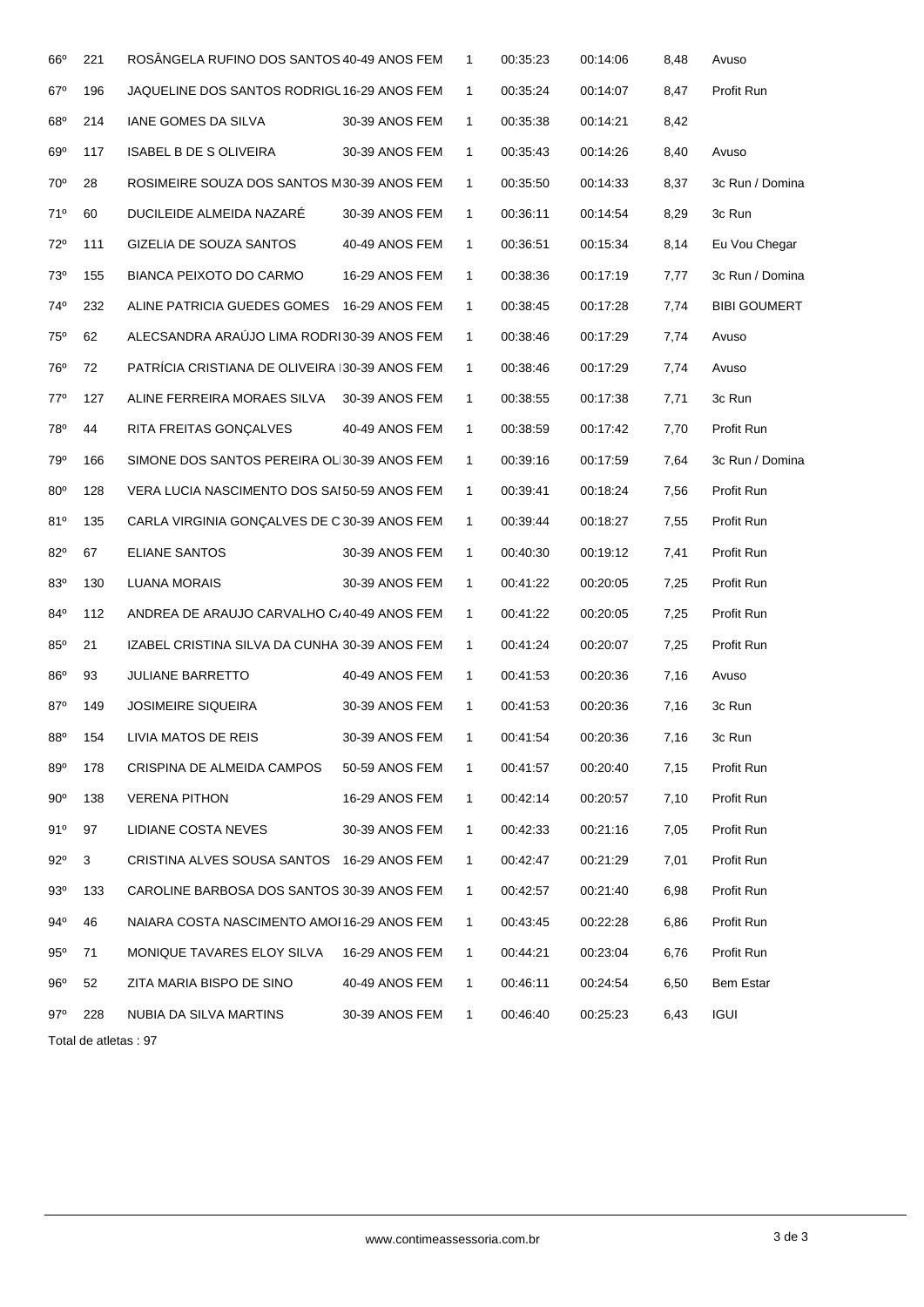| | | | | | | | | |
|---|---|---|---|---|---|---|---|---|
| 66º | 221 | ROSÂNGELA RUFINO DOS SANTOS | 40-49 ANOS FEM | 1 | 00:35:23 | 00:14:06 | 8,48 | Avuso |
| 67º | 196 | JAQUELINE DOS SANTOS RODRIGU | 16-29 ANOS FEM | 1 | 00:35:24 | 00:14:07 | 8,47 | Profit Run |
| 68º | 214 | IANE GOMES DA SILVA | 30-39 ANOS FEM | 1 | 00:35:38 | 00:14:21 | 8,42 | |
| 69º | 117 | ISABEL B DE S OLIVEIRA | 30-39 ANOS FEM | 1 | 00:35:43 | 00:14:26 | 8,40 | Avuso |
| 70º | 28 | ROSIMEIRE SOUZA DOS SANTOS M | 30-39 ANOS FEM | 1 | 00:35:50 | 00:14:33 | 8,37 | 3c Run / Domina |
| 71º | 60 | DUCILEIDE ALMEIDA NAZARÉ | 30-39 ANOS FEM | 1 | 00:36:11 | 00:14:54 | 8,29 | 3c Run |
| 72º | 111 | GIZELIA DE SOUZA SANTOS | 40-49 ANOS FEM | 1 | 00:36:51 | 00:15:34 | 8,14 | Eu Vou Chegar |
| 73º | 155 | BIANCA PEIXOTO DO CARMO | 16-29 ANOS FEM | 1 | 00:38:36 | 00:17:19 | 7,77 | 3c Run / Domina |
| 74º | 232 | ALINE PATRICIA GUEDES GOMES | 16-29 ANOS FEM | 1 | 00:38:45 | 00:17:28 | 7,74 | BIBI GOUMERT |
| 75º | 62 | ALECSANDRA ARAÚJO LIMA RODRI | 30-39 ANOS FEM | 1 | 00:38:46 | 00:17:29 | 7,74 | Avuso |
| 76º | 72 | PATRÍCIA CRISTIANA DE OLIVEIRA | 30-39 ANOS FEM | 1 | 00:38:46 | 00:17:29 | 7,74 | Avuso |
| 77º | 127 | ALINE FERREIRA MORAES SILVA | 30-39 ANOS FEM | 1 | 00:38:55 | 00:17:38 | 7,71 | 3c Run |
| 78º | 44 | RITA FREITAS GONÇALVES | 40-49 ANOS FEM | 1 | 00:38:59 | 00:17:42 | 7,70 | Profit Run |
| 79º | 166 | SIMONE DOS SANTOS PEREIRA OL | 30-39 ANOS FEM | 1 | 00:39:16 | 00:17:59 | 7,64 | 3c Run / Domina |
| 80º | 128 | VERA LUCIA NASCIMENTO DOS SA | 50-59 ANOS FEM | 1 | 00:39:41 | 00:18:24 | 7,56 | Profit Run |
| 81º | 135 | CARLA VIRGINIA GONÇALVES DE C | 30-39 ANOS FEM | 1 | 00:39:44 | 00:18:27 | 7,55 | Profit Run |
| 82º | 67 | ELIANE SANTOS | 30-39 ANOS FEM | 1 | 00:40:30 | 00:19:12 | 7,41 | Profit Run |
| 83º | 130 | LUANA MORAIS | 30-39 ANOS FEM | 1 | 00:41:22 | 00:20:05 | 7,25 | Profit Run |
| 84º | 112 | ANDREA DE ARAUJO CARVALHO C | 40-49 ANOS FEM | 1 | 00:41:22 | 00:20:05 | 7,25 | Profit Run |
| 85º | 21 | IZABEL CRISTINA SILVA DA CUNHA | 30-39 ANOS FEM | 1 | 00:41:24 | 00:20:07 | 7,25 | Profit Run |
| 86º | 93 | JULIANE BARRETTO | 40-49 ANOS FEM | 1 | 00:41:53 | 00:20:36 | 7,16 | Avuso |
| 87º | 149 | JOSIMEIRE SIQUEIRA | 30-39 ANOS FEM | 1 | 00:41:53 | 00:20:36 | 7,16 | 3c Run |
| 88º | 154 | LIVIA MATOS DE REIS | 30-39 ANOS FEM | 1 | 00:41:54 | 00:20:36 | 7,16 | 3c Run |
| 89º | 178 | CRISPINA DE ALMEIDA CAMPOS | 50-59 ANOS FEM | 1 | 00:41:57 | 00:20:40 | 7,15 | Profit Run |
| 90º | 138 | VERENA PITHON | 16-29 ANOS FEM | 1 | 00:42:14 | 00:20:57 | 7,10 | Profit Run |
| 91º | 97 | LIDIANE COSTA NEVES | 30-39 ANOS FEM | 1 | 00:42:33 | 00:21:16 | 7,05 | Profit Run |
| 92º | 3 | CRISTINA ALVES SOUSA SANTOS | 16-29 ANOS FEM | 1 | 00:42:47 | 00:21:29 | 7,01 | Profit Run |
| 93º | 133 | CAROLINE BARBOSA DOS SANTOS | 30-39 ANOS FEM | 1 | 00:42:57 | 00:21:40 | 6,98 | Profit Run |
| 94º | 46 | NAIARA COSTA NASCIMENTO AMOI | 16-29 ANOS FEM | 1 | 00:43:45 | 00:22:28 | 6,86 | Profit Run |
| 95º | 71 | MONIQUE TAVARES ELOY SILVA | 16-29 ANOS FEM | 1 | 00:44:21 | 00:23:04 | 6,76 | Profit Run |
| 96º | 52 | ZITA MARIA BISPO DE SINO | 40-49 ANOS FEM | 1 | 00:46:11 | 00:24:54 | 6,50 | Bem Estar |
| 97º | 228 | NUBIA DA SILVA MARTINS | 30-39 ANOS FEM | 1 | 00:46:40 | 00:25:23 | 6,43 | IGUI |

Total de atletas : 97

www.contimeassessoria.com.br